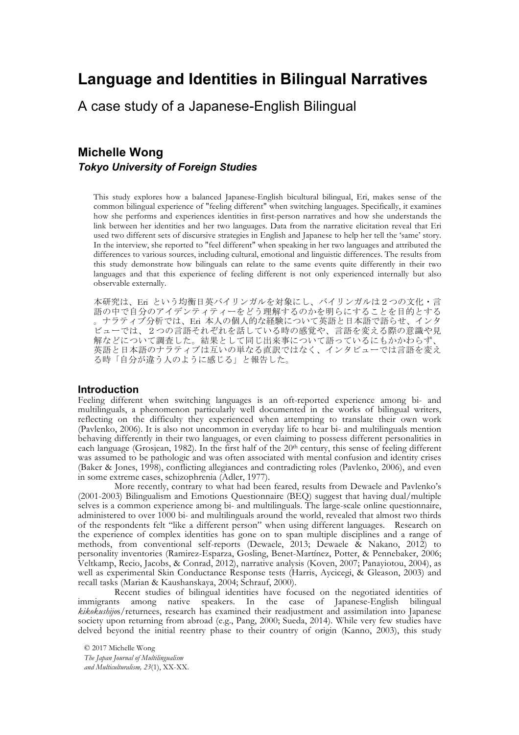# Language and Identities in Bilingual Narratives

## A case study of a Japanese-English Bilingual

### Michelle Wong

***Tokyo University of Foreign Studies***

This study explores how a balanced Japanese-English bicultural bilingual, Eri, makes sense of the common bilingual experience of "feeling different" when switching languages. Specifically, it examines how she performs and experiences identities in first-person narratives and how she understands the link between her identities and her two languages. Data from the narrative elicitation reveal that Eri used two different sets of discursive strategies in English and Japanese to help her tell the 'same' story. In the interview, she reported to "feel different" when speaking in her two languages and attributed the differences to various sources, including cultural, emotional and linguistic differences. The results from this study demonstrate how bilinguals can relate to the same events quite differently in their two languages and that this experience of feeling different is not only experienced internally but also observable externally.

本研究は、Eri という均衡日英バイリンガルを対象にし、バイリンガルは２つの文化・言語の中で自分のアイデンティティーをどう理解するのかを明らにすることを目的とする。ナラティブ分析では、Eri 本人の個人的な経験について英語と日本語で語らせ、インタビューでは、２つの言語それぞれを話している時の感覚や、言語を変える際の意識や見解などについて調査した。結果として同じ出来事について語っているにもかかわらず、英語と日本語のナラティブは互いの単なる直訳ではなく、インタビューでは言語を変える時「自分が違う人のように感じる」と報告した。

### Introduction

Feeling different when switching languages is an oft-reported experience among bi- and multilinguals, a phenomenon particularly well documented in the works of bilingual writers, reflecting on the difficulty they experienced when attempting to translate their own work (Pavlenko, 2006). It is also not uncommon in everyday life to hear bi- and multilinguals mention behaving differently in their two languages, or even claiming to possess different personalities in each language (Grosjean, 1982). In the first half of the 20th century, this sense of feeling different was assumed to be pathologic and was often associated with mental confusion and identity crises (Baker & Jones, 1998), conflicting allegiances and contradicting roles (Pavlenko, 2006), and even in some extreme cases, schizophrenia (Adler, 1977).

More recently, contrary to what had been feared, results from Dewaele and Pavlenko's (2001-2003) Bilingualism and Emotions Questionnaire (BEQ) suggest that having dual/multiple selves is a common experience among bi- and multilinguals. The large-scale online questionnaire, administered to over 1000 bi- and multilinguals around the world, revealed that almost two thirds of the respondents felt "like a different person" when using different languages. Research on the experience of complex identities has gone on to span multiple disciplines and a range of methods, from conventional self-reports (Dewaele, 2013; Dewaele & Nakano, 2012) to personality inventories (Ramirez-Esparza, Gosling, Benet-Martínez, Potter, & Pennebaker, 2006; Veltkamp, Recio, Jacobs, & Conrad, 2012), narrative analysis (Koven, 2007; Panayiotou, 2004), as well as experimental Skin Conductance Response tests (Harris, Aycicegi, & Gleason, 2003) and recall tasks (Marian & Kaushanskaya, 2004; Schrauf, 2000).

Recent studies of bilingual identities have focused on the negotiated identities of immigrants among native speakers. In the case of Japanese-English bilingual *kikokushijo*s/returnees, research has examined their readjustment and assimilation into Japanese society upon returning from abroad (e.g., Pang, 2000; Sueda, 2014). While very few studies have delved beyond the initial reentry phase to their country of origin (Kanno, 2003), this study

© 2017 Michelle Wong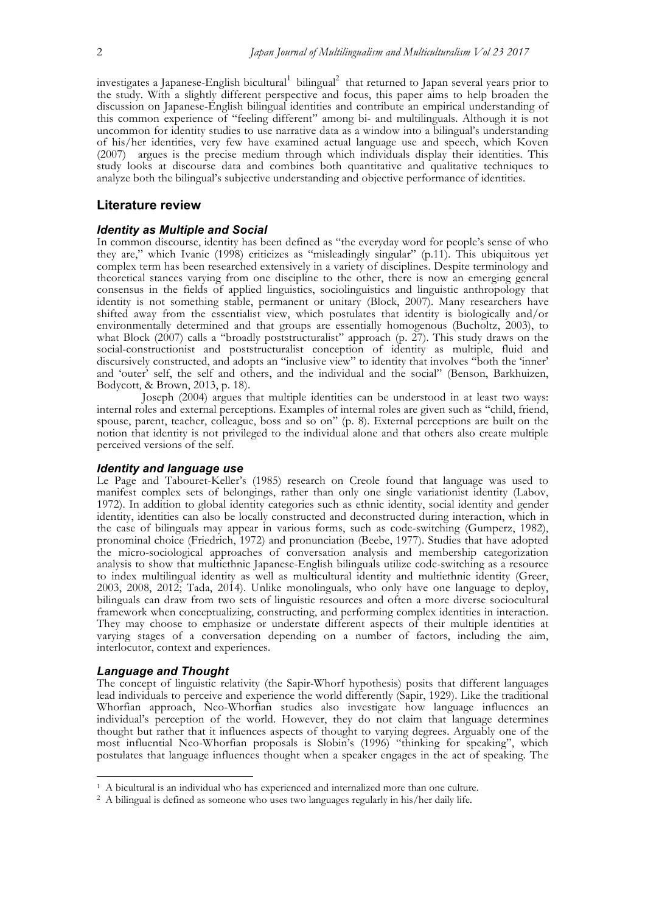investigates a Japanese-English bicultural[1] bilingual[2] that returned to Japan several years prior to the study. With a slightly different perspective and focus, this paper aims to help broaden the discussion on Japanese-English bilingual identities and contribute an empirical understanding of this common experience of "feeling different" among bi- and multilinguals. Although it is not uncommon for identity studies to use narrative data as a window into a bilingual's understanding of his/her identities, very few have examined actual language use and speech, which Koven (2007) argues is the precise medium through which individuals display their identities. This study looks at discourse data and combines both quantitative and qualitative techniques to analyze both the bilingual's subjective understanding and objective performance of identities.

## Literature review

### *Identity as Multiple and Social*

In common discourse, identity has been defined as "the everyday word for people's sense of who they are," which Ivanic (1998) criticizes as "misleadingly singular" (p.11). This ubiquitous yet complex term has been researched extensively in a variety of disciplines. Despite terminology and theoretical stances varying from one discipline to the other, there is now an emerging general consensus in the fields of applied linguistics, sociolinguistics and linguistic anthropology that identity is not something stable, permanent or unitary (Block, 2007). Many researchers have shifted away from the essentialist view, which postulates that identity is biologically and/or environmentally determined and that groups are essentially homogenous (Bucholtz, 2003), to what Block (2007) calls a "broadly poststructuralist" approach (p. 27). This study draws on the social-constructionist and poststructuralist conception of identity as multiple, fluid and discursively constructed, and adopts an "inclusive view" to identity that involves "both the 'inner' and 'outer' self, the self and others, and the individual and the social" (Benson, Barkhuizen, Bodycott, & Brown, 2013, p. 18).

Joseph (2004) argues that multiple identities can be understood in at least two ways: internal roles and external perceptions. Examples of internal roles are given such as "child, friend, spouse, parent, teacher, colleague, boss and so on" (p. 8). External perceptions are built on the notion that identity is not privileged to the individual alone and that others also create multiple perceived versions of the self.

### *Identity and language use*

Le Page and Tabouret-Keller's (1985) research on Creole found that language was used to manifest complex sets of belongings, rather than only one single variationist identity (Labov, 1972). In addition to global identity categories such as ethnic identity, social identity and gender identity, identities can also be locally constructed and deconstructed during interaction, which in the case of bilinguals may appear in various forms, such as code-switching (Gumperz, 1982), pronominal choice (Friedrich, 1972) and pronunciation (Beebe, 1977). Studies that have adopted the micro-sociological approaches of conversation analysis and membership categorization analysis to show that multiethnic Japanese-English bilinguals utilize code-switching as a resource to index multilingual identity as well as multicultural identity and multiethnic identity (Greer, 2003, 2008, 2012; Tada, 2014). Unlike monolinguals, who only have one language to deploy, bilinguals can draw from two sets of linguistic resources and often a more diverse sociocultural framework when conceptualizing, constructing, and performing complex identities in interaction. They may choose to emphasize or understate different aspects of their multiple identities at varying stages of a conversation depending on a number of factors, including the aim, interlocutor, context and experiences.

### *Language and Thought*

The concept of linguistic relativity (the Sapir-Whorf hypothesis) posits that different languages lead individuals to perceive and experience the world differently (Sapir, 1929). Like the traditional Whorfian approach, Neo-Whorfian studies also investigate how language influences an individual's perception of the world. However, they do not claim that language determines thought but rather that it influences aspects of thought to varying degrees. Arguably one of the most influential Neo-Whorfian proposals is Slobin's (1996) "thinking for speaking", which postulates that language influences thought when a speaker engages in the act of speaking. The

---

[1] A bicultural is an individual who has experienced and internalized more than one culture.

[2] A bilingual is defined as someone who uses two languages regularly in his/her daily life.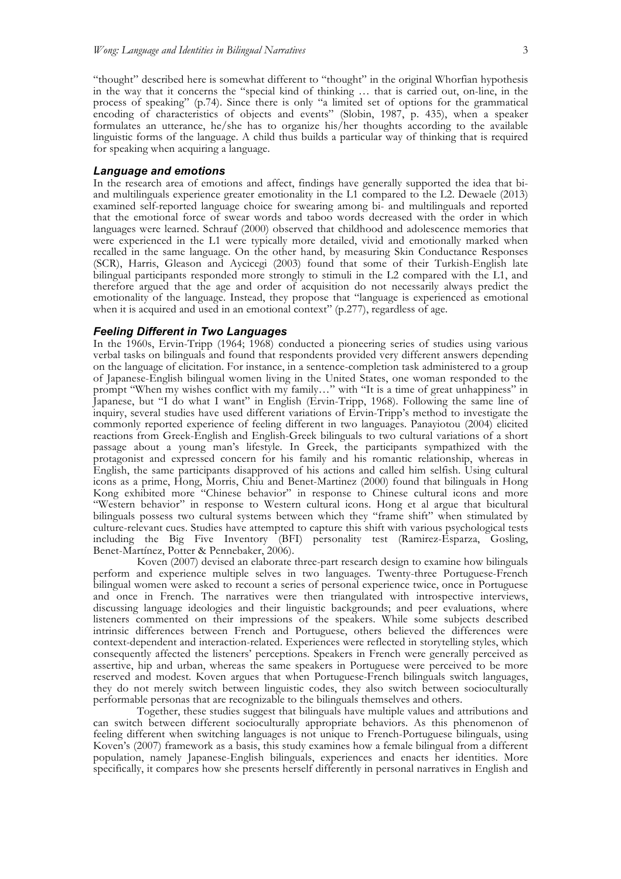"thought" described here is somewhat different to "thought" in the original Whorfian hypothesis in the way that it concerns the "special kind of thinking … that is carried out, on-line, in the process of speaking" (p.74). Since there is only "a limited set of options for the grammatical encoding of characteristics of objects and events" (Slobin, 1987, p. 435), when a speaker formulates an utterance, he/she has to organize his/her thoughts according to the available linguistic forms of the language. A child thus builds a particular way of thinking that is required for speaking when acquiring a language.

### *Language and emotions*

In the research area of emotions and affect, findings have generally supported the idea that bi- and multilinguals experience greater emotionality in the L1 compared to the L2. Dewaele (2013) examined self-reported language choice for swearing among bi- and multilinguals and reported that the emotional force of swear words and taboo words decreased with the order in which languages were learned. Schrauf (2000) observed that childhood and adolescence memories that were experienced in the L1 were typically more detailed, vivid and emotionally marked when recalled in the same language. On the other hand, by measuring Skin Conductance Responses (SCR), Harris, Gleason and Aycicegi (2003) found that some of their Turkish-English late bilingual participants responded more strongly to stimuli in the L2 compared with the L1, and therefore argued that the age and order of acquisition do not necessarily always predict the emotionality of the language. Instead, they propose that "language is experienced as emotional when it is acquired and used in an emotional context" (p.277), regardless of age.

### *Feeling Different in Two Languages*

In the 1960s, Ervin-Tripp (1964; 1968) conducted a pioneering series of studies using various verbal tasks on bilinguals and found that respondents provided very different answers depending on the language of elicitation. For instance, in a sentence-completion task administered to a group of Japanese-English bilingual women living in the United States, one woman responded to the prompt "When my wishes conflict with my family…" with "It is a time of great unhappiness" in Japanese, but "I do what I want" in English (Ervin-Tripp, 1968). Following the same line of inquiry, several studies have used different variations of Ervin-Tripp's method to investigate the commonly reported experience of feeling different in two languages. Panayiotou (2004) elicited reactions from Greek-English and English-Greek bilinguals to two cultural variations of a short passage about a young man's lifestyle. In Greek, the participants sympathized with the protagonist and expressed concern for his family and his romantic relationship, whereas in English, the same participants disapproved of his actions and called him selfish. Using cultural icons as a prime, Hong, Morris, Chiu and Benet-Martinez (2000) found that bilinguals in Hong Kong exhibited more "Chinese behavior" in response to Chinese cultural icons and more "Western behavior" in response to Western cultural icons. Hong et al argue that bicultural bilinguals possess two cultural systems between which they "frame shift" when stimulated by culture-relevant cues. Studies have attempted to capture this shift with various psychological tests including the Big Five Inventory (BFI) personality test (Ramirez-Esparza, Gosling, Benet-Martínez, Potter & Pennebaker, 2006).

Koven (2007) devised an elaborate three-part research design to examine how bilinguals perform and experience multiple selves in two languages. Twenty-three Portuguese-French bilingual women were asked to recount a series of personal experience twice, once in Portuguese and once in French. The narratives were then triangulated with introspective interviews, discussing language ideologies and their linguistic backgrounds; and peer evaluations, where listeners commented on their impressions of the speakers. While some subjects described intrinsic differences between French and Portuguese, others believed the differences were context-dependent and interaction-related. Experiences were reflected in storytelling styles, which consequently affected the listeners' perceptions. Speakers in French were generally perceived as assertive, hip and urban, whereas the same speakers in Portuguese were perceived to be more reserved and modest. Koven argues that when Portuguese-French bilinguals switch languages, they do not merely switch between linguistic codes, they also switch between socioculturally performable personas that are recognizable to the bilinguals themselves and others.

Together, these studies suggest that bilinguals have multiple values and attributions and can switch between different socioculturally appropriate behaviors. As this phenomenon of feeling different when switching languages is not unique to French-Portuguese bilinguals, using Koven's (2007) framework as a basis, this study examines how a female bilingual from a different population, namely Japanese-English bilinguals, experiences and enacts her identities. More specifically, it compares how she presents herself differently in personal narratives in English and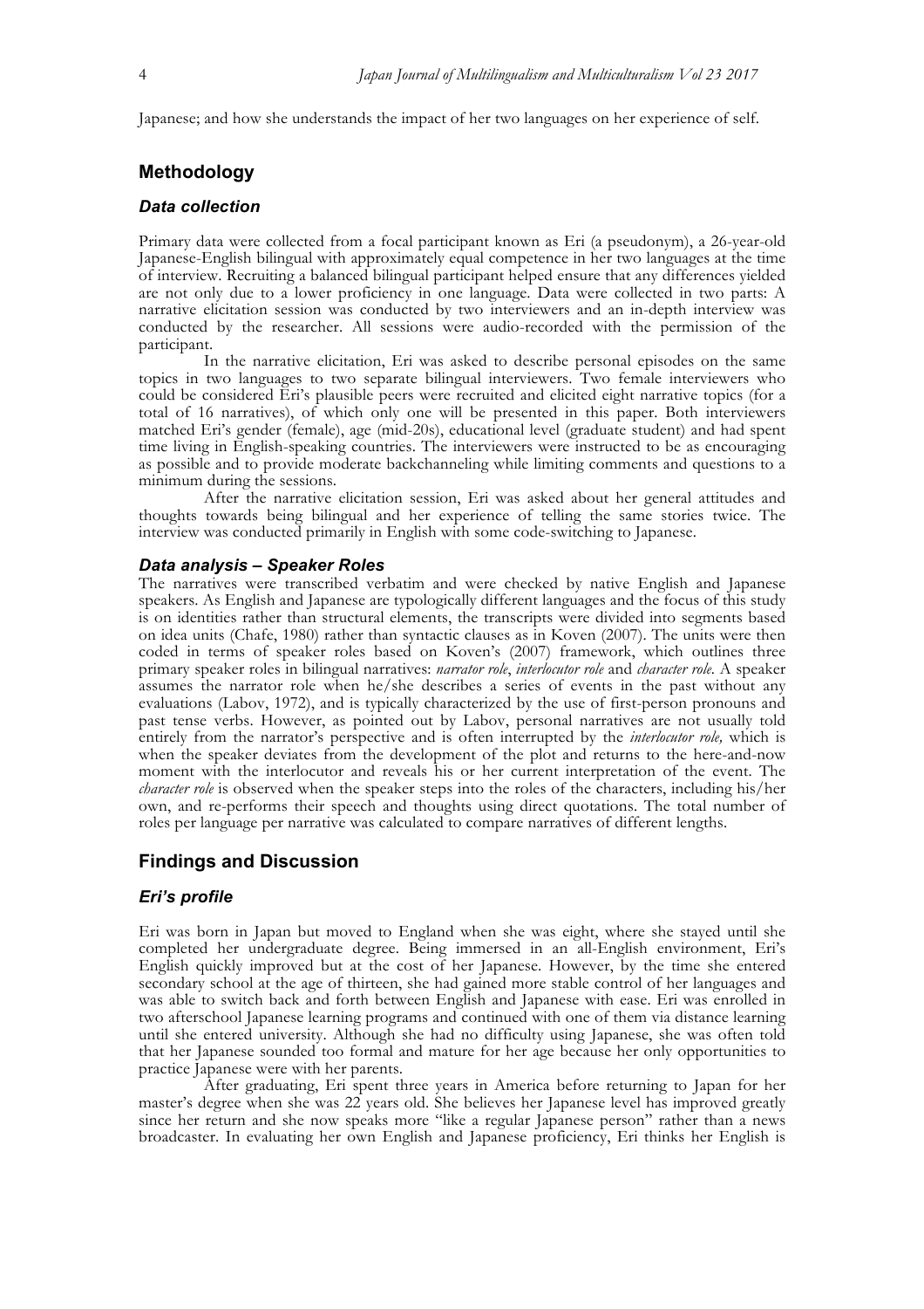Japanese; and how she understands the impact of her two languages on her experience of self.

## Methodology

### *Data collection*

Primary data were collected from a focal participant known as Eri (a pseudonym), a 26-year-old Japanese-English bilingual with approximately equal competence in her two languages at the time of interview. Recruiting a balanced bilingual participant helped ensure that any differences yielded are not only due to a lower proficiency in one language. Data were collected in two parts: A narrative elicitation session was conducted by two interviewers and an in-depth interview was conducted by the researcher. All sessions were audio-recorded with the permission of the participant.

In the narrative elicitation, Eri was asked to describe personal episodes on the same topics in two languages to two separate bilingual interviewers. Two female interviewers who could be considered Eri's plausible peers were recruited and elicited eight narrative topics (for a total of 16 narratives), of which only one will be presented in this paper. Both interviewers matched Eri's gender (female), age (mid-20s), educational level (graduate student) and had spent time living in English-speaking countries. The interviewers were instructed to be as encouraging as possible and to provide moderate backchanneling while limiting comments and questions to a minimum during the sessions.

After the narrative elicitation session, Eri was asked about her general attitudes and thoughts towards being bilingual and her experience of telling the same stories twice. The interview was conducted primarily in English with some code-switching to Japanese.

### *Data analysis – Speaker Roles*

The narratives were transcribed verbatim and were checked by native English and Japanese speakers. As English and Japanese are typologically different languages and the focus of this study is on identities rather than structural elements, the transcripts were divided into segments based on idea units (Chafe, 1980) rather than syntactic clauses as in Koven (2007). The units were then coded in terms of speaker roles based on Koven's (2007) framework, which outlines three primary speaker roles in bilingual narratives: *narrator role*, *interlocutor role* and *character role*. A speaker assumes the narrator role when he/she describes a series of events in the past without any evaluations (Labov, 1972), and is typically characterized by the use of first-person pronouns and past tense verbs. However, as pointed out by Labov, personal narratives are not usually told entirely from the narrator's perspective and is often interrupted by the *interlocutor role,* which is when the speaker deviates from the development of the plot and returns to the here-and-now moment with the interlocutor and reveals his or her current interpretation of the event. The *character role* is observed when the speaker steps into the roles of the characters, including his/her own, and re-performs their speech and thoughts using direct quotations. The total number of roles per language per narrative was calculated to compare narratives of different lengths.

## Findings and Discussion

### *Eri's profile*

Eri was born in Japan but moved to England when she was eight, where she stayed until she completed her undergraduate degree. Being immersed in an all-English environment, Eri's English quickly improved but at the cost of her Japanese. However, by the time she entered secondary school at the age of thirteen, she had gained more stable control of her languages and was able to switch back and forth between English and Japanese with ease. Eri was enrolled in two afterschool Japanese learning programs and continued with one of them via distance learning until she entered university. Although she had no difficulty using Japanese, she was often told that her Japanese sounded too formal and mature for her age because her only opportunities to practice Japanese were with her parents.

After graduating, Eri spent three years in America before returning to Japan for her master's degree when she was 22 years old. She believes her Japanese level has improved greatly since her return and she now speaks more "like a regular Japanese person" rather than a news broadcaster. In evaluating her own English and Japanese proficiency, Eri thinks her English is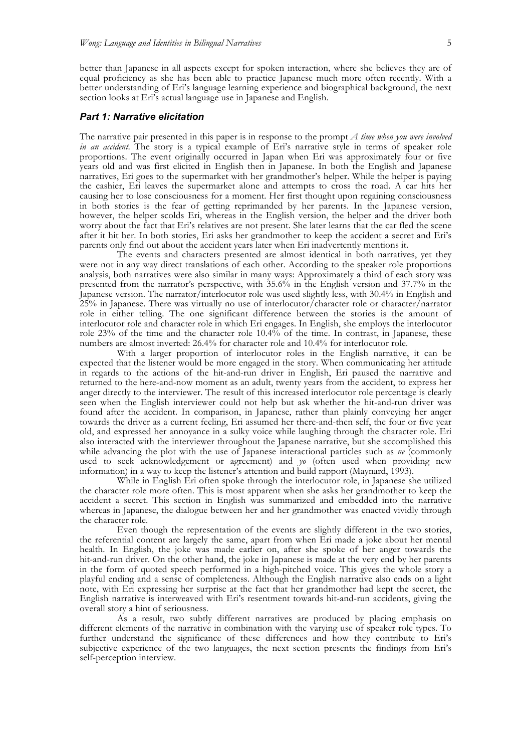better than Japanese in all aspects except for spoken interaction, where she believes they are of equal proficiency as she has been able to practice Japanese much more often recently. With a better understanding of Eri's language learning experience and biographical background, the next section looks at Eri's actual language use in Japanese and English.

## *Part 1: Narrative elicitation*

The narrative pair presented in this paper is in response to the prompt *A time when you were involved in an accident*. The story is a typical example of Eri's narrative style in terms of speaker role proportions. The event originally occurred in Japan when Eri was approximately four or five years old and was first elicited in English then in Japanese. In both the English and Japanese narratives, Eri goes to the supermarket with her grandmother's helper. While the helper is paying the cashier, Eri leaves the supermarket alone and attempts to cross the road. A car hits her causing her to lose consciousness for a moment. Her first thought upon regaining consciousness in both stories is the fear of getting reprimanded by her parents. In the Japanese version, however, the helper scolds Eri, whereas in the English version, the helper and the driver both worry about the fact that Eri's relatives are not present. She later learns that the car fled the scene after it hit her. In both stories, Eri asks her grandmother to keep the accident a secret and Eri's parents only find out about the accident years later when Eri inadvertently mentions it.

The events and characters presented are almost identical in both narratives, yet they were not in any way direct translations of each other. According to the speaker role proportions analysis, both narratives were also similar in many ways: Approximately a third of each story was presented from the narrator's perspective, with 35.6% in the English version and 37.7% in the Japanese version. The narrator/interlocutor role was used slightly less, with 30.4% in English and 25% in Japanese. There was virtually no use of interlocutor/character role or character/narrator role in either telling. The one significant difference between the stories is the amount of interlocutor role and character role in which Eri engages. In English, she employs the interlocutor role 23% of the time and the character role 10.4% of the time. In contrast, in Japanese, these numbers are almost inverted: 26.4% for character role and 10.4% for interlocutor role.

With a larger proportion of interlocutor roles in the English narrative, it can be expected that the listener would be more engaged in the story. When communicating her attitude in regards to the actions of the hit-and-run driver in English, Eri paused the narrative and returned to the here-and-now moment as an adult, twenty years from the accident, to express her anger directly to the interviewer. The result of this increased interlocutor role percentage is clearly seen when the English interviewer could not help but ask whether the hit-and-run driver was found after the accident. In comparison, in Japanese, rather than plainly conveying her anger towards the driver as a current feeling, Eri assumed her there-and-then self, the four or five year old, and expressed her annoyance in a sulky voice while laughing through the character role. Eri also interacted with the interviewer throughout the Japanese narrative, but she accomplished this while advancing the plot with the use of Japanese interactional particles such as *ne* (commonly used to seek acknowledgement or agreement) and *yo* (often used when providing new information) in a way to keep the listener's attention and build rapport (Maynard, 1993).

While in English Eri often spoke through the interlocutor role, in Japanese she utilized the character role more often. This is most apparent when she asks her grandmother to keep the accident a secret. This section in English was summarized and embedded into the narrative whereas in Japanese, the dialogue between her and her grandmother was enacted vividly through the character role.

Even though the representation of the events are slightly different in the two stories, the referential content are largely the same, apart from when Eri made a joke about her mental health. In English, the joke was made earlier on, after she spoke of her anger towards the hit-and-run driver. On the other hand, the joke in Japanese is made at the very end by her parents in the form of quoted speech performed in a high-pitched voice. This gives the whole story a playful ending and a sense of completeness. Although the English narrative also ends on a light note, with Eri expressing her surprise at the fact that her grandmother had kept the secret, the English narrative is interweaved with Eri's resentment towards hit-and-run accidents, giving the overall story a hint of seriousness.

As a result, two subtly different narratives are produced by placing emphasis on different elements of the narrative in combination with the varying use of speaker role types. To further understand the significance of these differences and how they contribute to Eri's subjective experience of the two languages, the next section presents the findings from Eri's self-perception interview.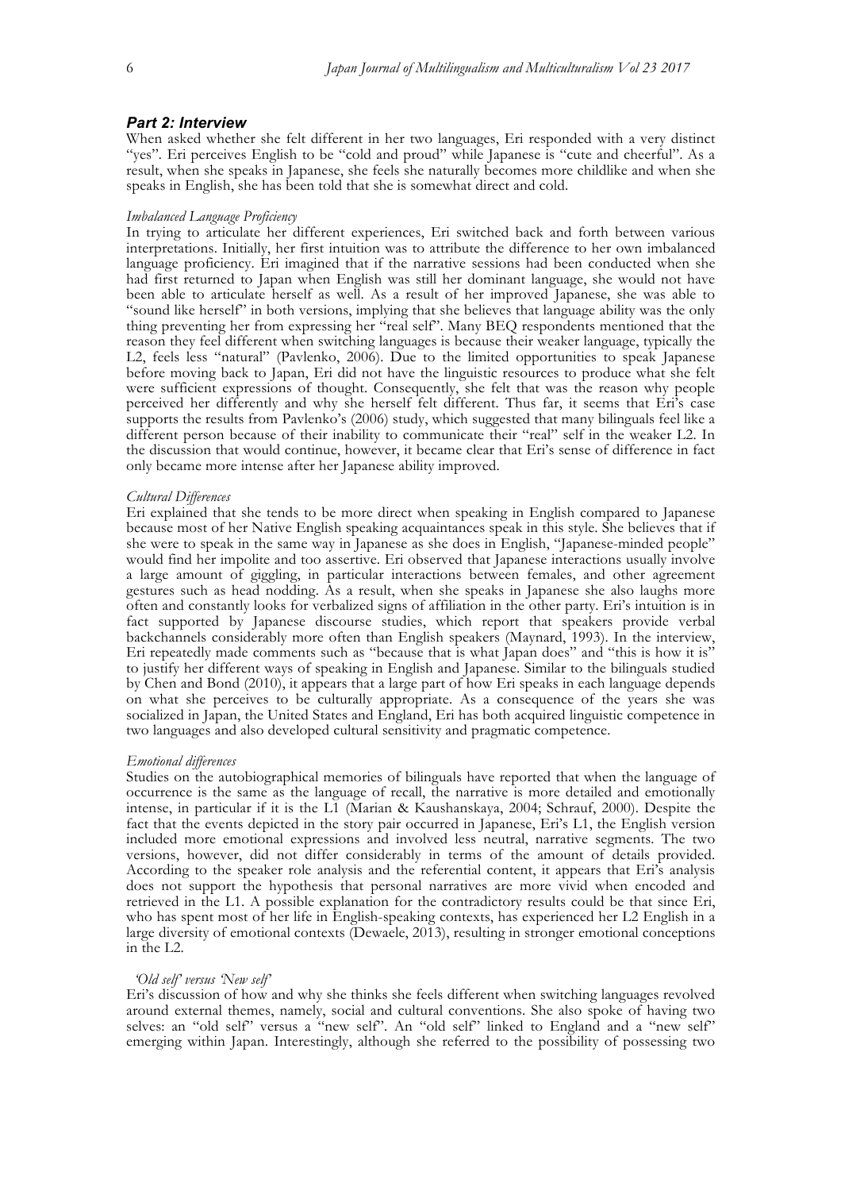## *Part 2: Interview*

When asked whether she felt different in her two languages, Eri responded with a very distinct "yes". Eri perceives English to be "cold and proud" while Japanese is "cute and cheerful". As a result, when she speaks in Japanese, she feels she naturally becomes more childlike and when she speaks in English, she has been told that she is somewhat direct and cold.

### *Imbalanced Language Proficiency*

In trying to articulate her different experiences, Eri switched back and forth between various interpretations. Initially, her first intuition was to attribute the difference to her own imbalanced language proficiency. Eri imagined that if the narrative sessions had been conducted when she had first returned to Japan when English was still her dominant language, she would not have been able to articulate herself as well. As a result of her improved Japanese, she was able to "sound like herself" in both versions, implying that she believes that language ability was the only thing preventing her from expressing her "real self". Many BEQ respondents mentioned that the reason they feel different when switching languages is because their weaker language, typically the L2, feels less "natural" (Pavlenko, 2006). Due to the limited opportunities to speak Japanese before moving back to Japan, Eri did not have the linguistic resources to produce what she felt were sufficient expressions of thought. Consequently, she felt that was the reason why people perceived her differently and why she herself felt different. Thus far, it seems that Eri's case supports the results from Pavlenko's (2006) study, which suggested that many bilinguals feel like a different person because of their inability to communicate their "real" self in the weaker L2. In the discussion that would continue, however, it became clear that Eri's sense of difference in fact only became more intense after her Japanese ability improved.

### *Cultural Differences*

Eri explained that she tends to be more direct when speaking in English compared to Japanese because most of her Native English speaking acquaintances speak in this style. She believes that if she were to speak in the same way in Japanese as she does in English, "Japanese-minded people" would find her impolite and too assertive. Eri observed that Japanese interactions usually involve a large amount of giggling, in particular interactions between females, and other agreement gestures such as head nodding. As a result, when she speaks in Japanese she also laughs more often and constantly looks for verbalized signs of affiliation in the other party. Eri's intuition is in fact supported by Japanese discourse studies, which report that speakers provide verbal backchannels considerably more often than English speakers (Maynard, 1993). In the interview, Eri repeatedly made comments such as "because that is what Japan does" and "this is how it is" to justify her different ways of speaking in English and Japanese. Similar to the bilinguals studied by Chen and Bond (2010), it appears that a large part of how Eri speaks in each language depends on what she perceives to be culturally appropriate. As a consequence of the years she was socialized in Japan, the United States and England, Eri has both acquired linguistic competence in two languages and also developed cultural sensitivity and pragmatic competence.

### *Emotional differences*

Studies on the autobiographical memories of bilinguals have reported that when the language of occurrence is the same as the language of recall, the narrative is more detailed and emotionally intense, in particular if it is the L1 (Marian & Kaushanskaya, 2004; Schrauf, 2000). Despite the fact that the events depicted in the story pair occurred in Japanese, Eri's L1, the English version included more emotional expressions and involved less neutral, narrative segments. The two versions, however, did not differ considerably in terms of the amount of details provided. According to the speaker role analysis and the referential content, it appears that Eri's analysis does not support the hypothesis that personal narratives are more vivid when encoded and retrieved in the L1. A possible explanation for the contradictory results could be that since Eri, who has spent most of her life in English-speaking contexts, has experienced her L2 English in a large diversity of emotional contexts (Dewaele, 2013), resulting in stronger emotional conceptions in the L2.

### *'Old self' versus 'New self'*

Eri's discussion of how and why she thinks she feels different when switching languages revolved around external themes, namely, social and cultural conventions. She also spoke of having two selves: an "old self" versus a "new self". An "old self" linked to England and a "new self" emerging within Japan. Interestingly, although she referred to the possibility of possessing two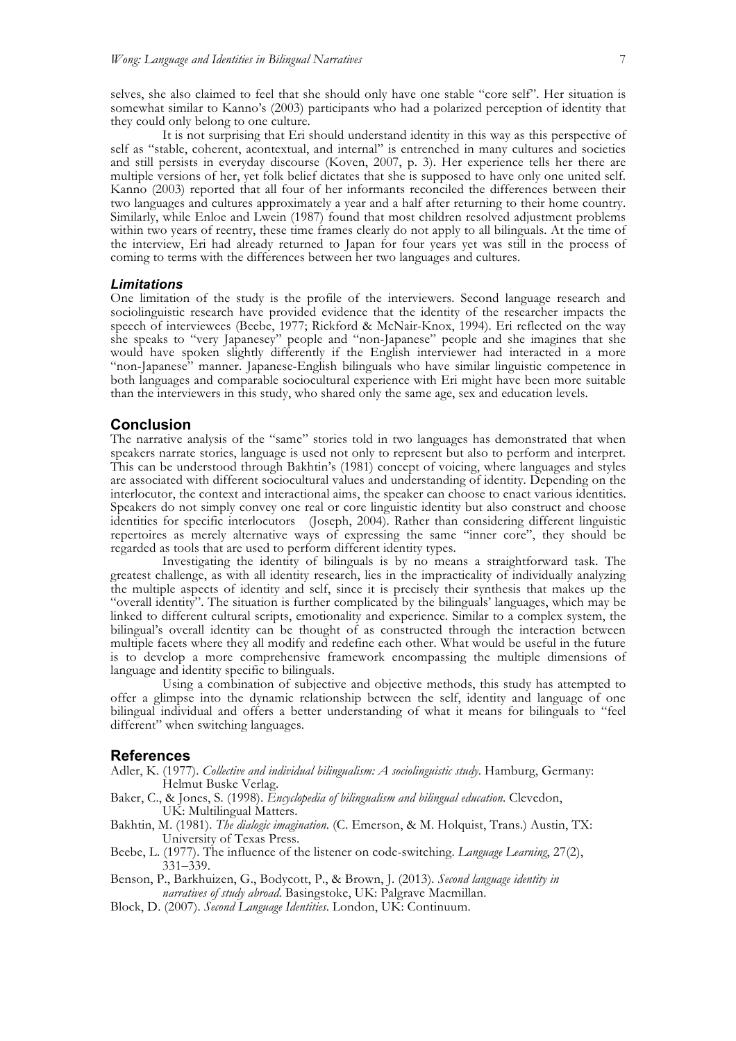selves, she also claimed to feel that she should only have one stable "core self". Her situation is somewhat similar to Kanno's (2003) participants who had a polarized perception of identity that they could only belong to one culture.

It is not surprising that Eri should understand identity in this way as this perspective of self as "stable, coherent, acontextual, and internal" is entrenched in many cultures and societies and still persists in everyday discourse (Koven, 2007, p. 3). Her experience tells her there are multiple versions of her, yet folk belief dictates that she is supposed to have only one united self. Kanno (2003) reported that all four of her informants reconciled the differences between their two languages and cultures approximately a year and a half after returning to their home country. Similarly, while Enloe and Lwein (1987) found that most children resolved adjustment problems within two years of reentry, these time frames clearly do not apply to all bilinguals. At the time of the interview, Eri had already returned to Japan for four years yet was still in the process of coming to terms with the differences between her two languages and cultures.

### *Limitations*

One limitation of the study is the profile of the interviewers. Second language research and sociolinguistic research have provided evidence that the identity of the researcher impacts the speech of interviewees (Beebe, 1977; Rickford & McNair-Knox, 1994). Eri reflected on the way she speaks to "very Japanesey" people and "non-Japanese" people and she imagines that she would have spoken slightly differently if the English interviewer had interacted in a more "non-Japanese" manner. Japanese-English bilinguals who have similar linguistic competence in both languages and comparable sociocultural experience with Eri might have been more suitable than the interviewers in this study, who shared only the same age, sex and education levels.

## Conclusion

The narrative analysis of the "same" stories told in two languages has demonstrated that when speakers narrate stories, language is used not only to represent but also to perform and interpret. This can be understood through Bakhtin's (1981) concept of voicing, where languages and styles are associated with different sociocultural values and understanding of identity. Depending on the interlocutor, the context and interactional aims, the speaker can choose to enact various identities. Speakers do not simply convey one real or core linguistic identity but also construct and choose identities for specific interlocutors (Joseph, 2004). Rather than considering different linguistic repertoires as merely alternative ways of expressing the same "inner core", they should be regarded as tools that are used to perform different identity types.

Investigating the identity of bilinguals is by no means a straightforward task. The greatest challenge, as with all identity research, lies in the impracticality of individually analyzing the multiple aspects of identity and self, since it is precisely their synthesis that makes up the "overall identity". The situation is further complicated by the bilinguals' languages, which may be linked to different cultural scripts, emotionality and experience. Similar to a complex system, the bilingual's overall identity can be thought of as constructed through the interaction between multiple facets where they all modify and redefine each other. What would be useful in the future is to develop a more comprehensive framework encompassing the multiple dimensions of language and identity specific to bilinguals.

Using a combination of subjective and objective methods, this study has attempted to offer a glimpse into the dynamic relationship between the self, identity and language of one bilingual individual and offers a better understanding of what it means for bilinguals to "feel different" when switching languages.

## References

Adler, K. (1977). *Collective and individual bilingualism: A sociolinguistic study*. Hamburg, Germany: Helmut Buske Verlag.

Baker, C., & Jones, S. (1998). *Encyclopedia of bilingualism and bilingual education*. Clevedon, UK: Multilingual Matters.

Bakhtin, M. (1981). *The dialogic imagination*. (C. Emerson, & M. Holquist, Trans.) Austin, TX: University of Texas Press.

Beebe, L. (1977). The influence of the listener on code-switching. *Language Learning*, 27(2), 331–339.

Benson, P., Barkhuizen, G., Bodycott, P., & Brown, J. (2013). *Second language identity in narratives of study abroad*. Basingstoke, UK: Palgrave Macmillan.

Block, D. (2007). *Second Language Identities*. London, UK: Continuum.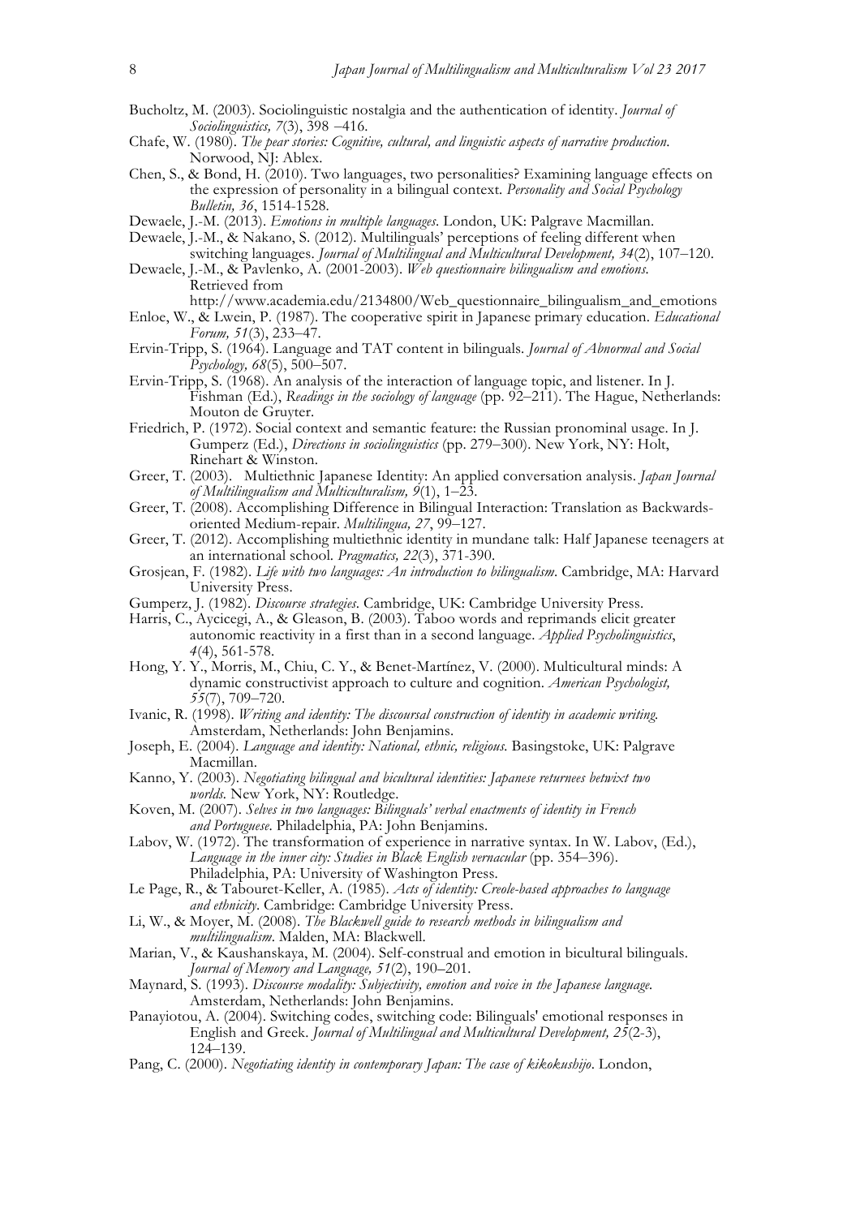Bucholtz, M. (2003). Sociolinguistic nostalgia and the authentication of identity. *Journal of Sociolinguistics, 7*(3), 398 –416.

Chafe, W. (1980). *The pear stories: Cognitive, cultural, and linguistic aspects of narrative production*. Norwood, NJ: Ablex.

Chen, S., & Bond, H. (2010). Two languages, two personalities? Examining language effects on the expression of personality in a bilingual context. *Personality and Social Psychology Bulletin, 36*, 1514-1528.

Dewaele, J.-M. (2013). *Emotions in multiple languages*. London, UK: Palgrave Macmillan.

Dewaele, J.-M., & Nakano, S. (2012). Multilinguals' perceptions of feeling different when switching languages. *Journal of Multilingual and Multicultural Development, 34*(2), 107–120.

Dewaele, J.-M., & Pavlenko, A. (2001-2003). *Web questionnaire bilingualism and emotions*. Retrieved from http://www.academia.edu/2134800/Web_questionnaire_bilingualism_and_emotions

Enloe, W., & Lwein, P. (1987). The cooperative spirit in Japanese primary education. *Educational Forum, 51*(3), 233–47.

Ervin-Tripp, S. (1964). Language and TAT content in bilinguals. *Journal of Abnormal and Social Psychology, 68*(5), 500–507.

Ervin-Tripp, S. (1968). An analysis of the interaction of language topic, and listener. In J. Fishman (Ed.), *Readings in the sociology of language* (pp. 92–211). The Hague, Netherlands: Mouton de Gruyter.

Friedrich, P. (1972). Social context and semantic feature: the Russian pronominal usage. In J. Gumperz (Ed.), *Directions in sociolinguistics* (pp. 279–300). New York, NY: Holt, Rinehart & Winston.

Greer, T. (2003). Multiethnic Japanese Identity: An applied conversation analysis. *Japan Journal of Multilingualism and Multiculturalism, 9*(1), 1–23.

Greer, T. (2008). Accomplishing Difference in Bilingual Interaction: Translation as Backwards-oriented Medium-repair. *Multilingua, 27*, 99–127.

Greer, T. (2012). Accomplishing multiethnic identity in mundane talk: Half Japanese teenagers at an international school. *Pragmatics, 22*(3), 371-390.

Grosjean, F. (1982). *Life with two languages: An introduction to bilingualism*. Cambridge, MA: Harvard University Press.

Gumperz, J. (1982). *Discourse strategies*. Cambridge, UK: Cambridge University Press.

Harris, C., Aycicegi, A., & Gleason, B. (2003). Taboo words and reprimands elicit greater autonomic reactivity in a first than in a second language. *Applied Psycholinguistics*, *4*(4), 561-578.

Hong, Y. Y., Morris, M., Chiu, C. Y., & Benet-Martínez, V. (2000). Multicultural minds: A dynamic constructivist approach to culture and cognition. *American Psychologist, 55*(7), 709–720.

Ivanic, R. (1998). *Writing and identity: The discoursal construction of identity in academic writing.* Amsterdam, Netherlands: John Benjamins.

Joseph, E. (2004). *Language and identity: National, ethnic, religious.* Basingstoke, UK: Palgrave Macmillan.

Kanno, Y. (2003). *Negotiating bilingual and bicultural identities: Japanese returnees betwixt two worlds.* New York, NY: Routledge.

Koven, M. (2007). *Selves in two languages: Bilinguals' verbal enactments of identity in French and Portuguese*. Philadelphia, PA: John Benjamins.

Labov, W. (1972). The transformation of experience in narrative syntax. In W. Labov, (Ed.), *Language in the inner city: Studies in Black English vernacular* (pp. 354–396). Philadelphia, PA: University of Washington Press.

Le Page, R., & Tabouret-Keller, A. (1985). *Acts of identity: Creole-based approaches to language and ethnicity*. Cambridge: Cambridge University Press.

Li, W., & Moyer, M. (2008). *The Blackwell guide to research methods in bilingualism and multilingualism*. Malden, MA: Blackwell.

Marian, V., & Kaushanskaya, M. (2004). Self-construal and emotion in bicultural bilinguals. *Journal of Memory and Language, 51*(2), 190–201.

Maynard, S. (1993). *Discourse modality: Subjectivity, emotion and voice in the Japanese language.* Amsterdam, Netherlands: John Benjamins.

Panayiotou, A. (2004). Switching codes, switching code: Bilinguals' emotional responses in English and Greek. *Journal of Multilingual and Multicultural Development, 25*(2-3), 124–139.

Pang, C. (2000). *Negotiating identity in contemporary Japan: The case of kikokushijo*. London,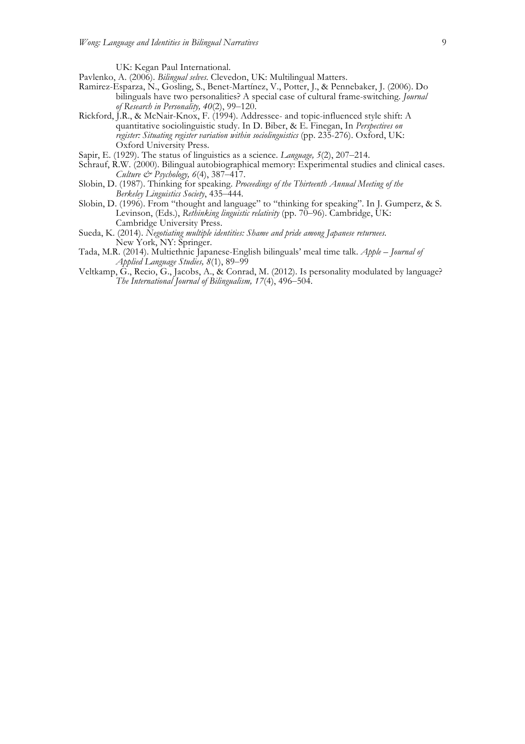UK: Kegan Paul International.

Pavlenko, A. (2006). *Bilingual selves.* Clevedon, UK: Multilingual Matters.

Ramirez-Esparza, N., Gosling, S., Benet-Martínez, V., Potter, J., & Pennebaker, J. (2006). Do bilinguals have two personalities? A special case of cultural frame-switching. *Journal of Research in Personality, 40*(2), 99–120.

Rickford, J.R., & McNair-Knox, F. (1994). Addressee- and topic-influenced style shift: A quantitative sociolinguistic study. In D. Biber, & E. Finegan, In *Perspectives on register: Situating register variation within sociolinguistics* (pp. 235-276). Oxford, UK: Oxford University Press.

Sapir, E. (1929). The status of linguistics as a science. *Language, 5*(2), 207–214.

Schrauf, R.W. (2000). Bilingual autobiographical memory: Experimental studies and clinical cases. *Culture & Psychology, 6*(4), 387–417.

Slobin, D. (1987). Thinking for speaking. *Proceedings of the Thirteenth Annual Meeting of the Berkeley Linguistics Society*, 435–444.

Slobin, D. (1996). From "thought and language" to "thinking for speaking". In J. Gumperz, & S. Levinson, (Eds.), *Rethinking linguistic relativity* (pp. 70–96). Cambridge, UK: Cambridge University Press.

Sueda, K. (2014). *Negotiating multiple identities: Shame and pride among Japanese returnees.* New York, NY: Springer.

Tada, M.R. (2014). Multiethnic Japanese-English bilinguals' meal time talk. *Apple – Journal of Applied Language Studies, 8*(1), 89–99

Veltkamp, G., Recio, G., Jacobs, A., & Conrad, M. (2012). Is personality modulated by language? *The International Journal of Bilingualism, 17*(4), 496–504.